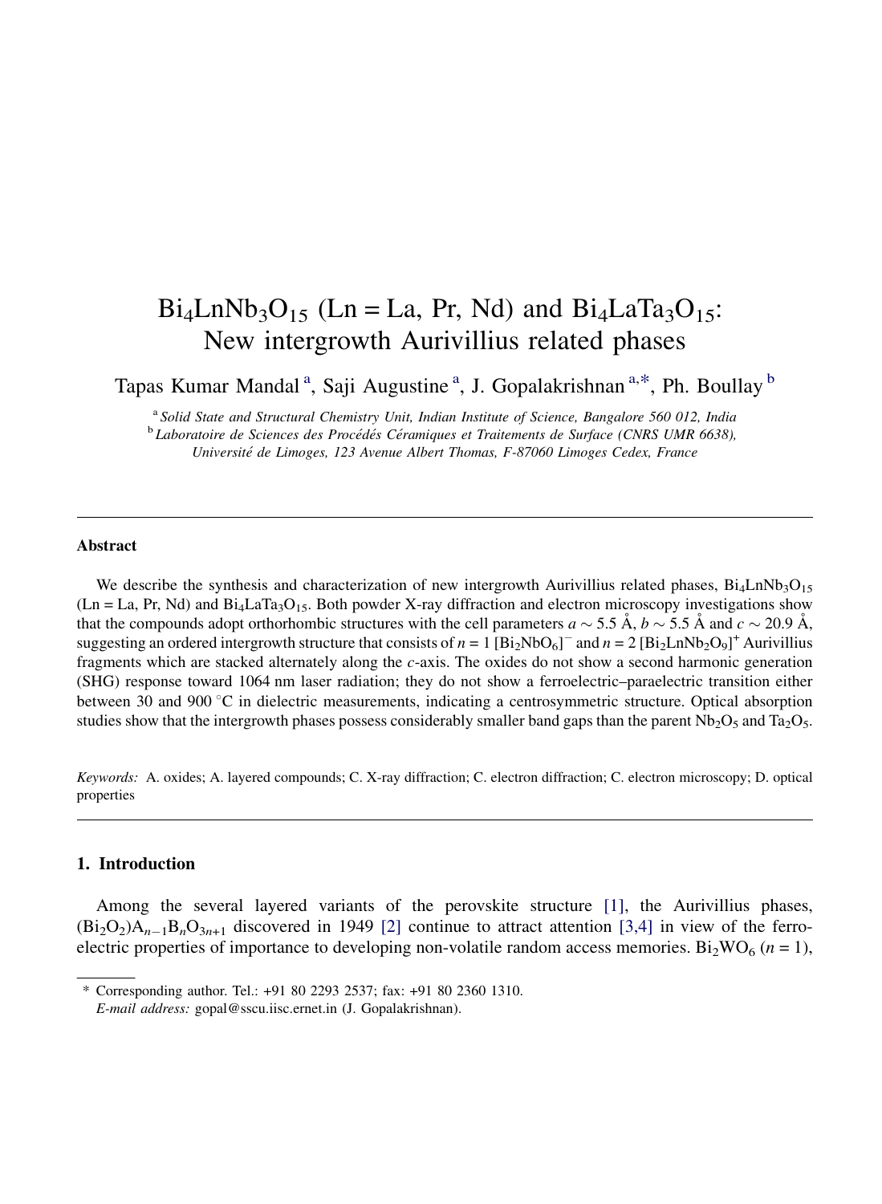# $Bi_4LnNb_3O_{15}$ (Ln = La, Pr, Nd) and $Bi_4LaTa_3O_{15}$: New intergrowth Aurivillius related phases

Tapas Kumar Mandal [a], Saji Augustine [a], J. Gopalakrishnan [a,*], Ph. Boullay [b]

[a] *Solid State and Structural Chemistry Unit, Indian Institute of Science, Bangalore 560 012, India*

[b] *Laboratoire de Sciences des Procédés Céramiques et Traitements de Surface (CNRS UMR 6638), Université de Limoges, 123 Avenue Albert Thomas, F-87060 Limoges Cedex, France*

---

### Abstract

We describe the synthesis and characterization of new intergrowth Aurivillius related phases, $Bi_4LnNb_3O_{15}$ (Ln = La, Pr, Nd) and $Bi_4LaTa_3O_{15}$. Both powder X-ray diffraction and electron microscopy investigations show that the compounds adopt orthorhombic structures with the cell parameters $a \sim 5.5$ Å, $b \sim 5.5$ Å and $c \sim 20.9$ Å, suggesting an ordered intergrowth structure that consists of $n = 1$ $[Bi_2NbO_6]^-$ and $n = 2$ $[Bi_2LnNb_2O_9]^+$ Aurivillius fragments which are stacked alternately along the $c$-axis. The oxides do not show a second harmonic generation (SHG) response toward 1064 nm laser radiation; they do not show a ferroelectric–paraelectric transition either between 30 and 900 °C in dielectric measurements, indicating a centrosymmetric structure. Optical absorption studies show that the intergrowth phases possess considerably smaller band gaps than the parent $Nb_2O_5$ and $Ta_2O_5$.

*Keywords:* A. oxides; A. layered compounds; C. X-ray diffraction; C. electron diffraction; C. electron microscopy; D. optical properties

---

## 1. Introduction

Among the several layered variants of the perovskite structure [1], the Aurivillius phases, $(Bi_2O_2)A_{n-1}B_nO_{3n+1}$ discovered in 1949 [2] continue to attract attention [3,4] in view of the ferroelectric properties of importance to developing non-volatile random access memories. $Bi_2WO_6$ ($n = 1$),

* Corresponding author. Tel.: +91 80 2293 2537; fax: +91 80 2360 1310.
*E-mail address:* gopal@sscu.iisc.ernet.in (J. Gopalakrishnan).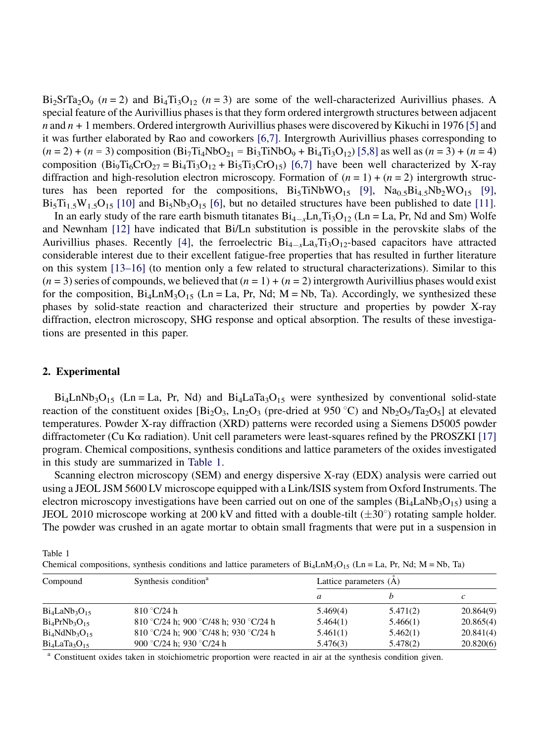$Bi_2SrTa_2O_9$ ($n = 2$) and $Bi_4Ti_3O_{12}$ ($n = 3$) are some of the well-characterized Aurivillius phases. A special feature of the Aurivillius phases is that they form ordered intergrowth structures between adjacent $n$ and $n + 1$ members. Ordered intergrowth Aurivillius phases were discovered by Kikuchi in 1976 [5] and it was further elaborated by Rao and coworkers [6,7]. Intergrowth Aurivillius phases corresponding to ($n = 2$) + ($n = 3$) composition ($Bi_7Ti_4NbO_{21} = Bi_3TiNbO_9 + Bi_4Ti_3O_{12}$) [5,8] as well as ($n = 3$) + ($n = 4$) composition ($Bi_9Ti_6CrO_{27} = Bi_4Ti_3O_{12} + Bi_5Ti_3CrO_{15}$) [6,7] have been well characterized by X-ray diffraction and high-resolution electron microscopy. Formation of ($n = 1$) + ($n = 2$) intergrowth structures has been reported for the compositions, $Bi_5TiNbWO_{15}$ [9], $Na_{0.5}Bi_{4.5}Nb_2WO_{15}$ [9], $Bi_5Ti_{1.5}W_{1.5}O_{15}$ [10] and $Bi_5Nb_3O_{15}$ [6], but no detailed structures have been published to date [11].

In an early study of the rare earth bismuth titanates $Bi_{4-x}Ln_xTi_3O_{12}$ (Ln = La, Pr, Nd and Sm) Wolfe and Newnham [12] have indicated that Bi/Ln substitution is possible in the perovskite slabs of the Aurivillius phases. Recently [4], the ferroelectric $Bi_{4-x}La_xTi_3O_{12}$-based capacitors have attracted considerable interest due to their excellent fatigue-free properties that has resulted in further literature on this system [13–16] (to mention only a few related to structural characterizations). Similar to this ($n = 3$) series of compounds, we believed that ($n = 1$) + ($n = 2$) intergrowth Aurivillius phases would exist for the composition, $Bi_4LnM_3O_{15}$ (Ln = La, Pr, Nd; M = Nb, Ta). Accordingly, we synthesized these phases by solid-state reaction and characterized their structure and properties by powder X-ray diffraction, electron microscopy, SHG response and optical absorption. The results of these investigations are presented in this paper.

## 2. Experimental

$Bi_4LnNb_3O_{15}$ (Ln = La, Pr, Nd) and $Bi_4LaTa_3O_{15}$ were synthesized by conventional solid-state reaction of the constituent oxides [$Bi_2O_3$, $Ln_2O_3$ (pre-dried at 950 °C) and $Nb_2O_5$/$Ta_2O_5$] at elevated temperatures. Powder X-ray diffraction (XRD) patterns were recorded using a Siemens D5005 powder diffractometer (Cu Kα radiation). Unit cell parameters were least-squares refined by the PROSZKI [17] program. Chemical compositions, synthesis conditions and lattice parameters of the oxides investigated in this study are summarized in Table 1.

Scanning electron microscopy (SEM) and energy dispersive X-ray (EDX) analysis were carried out using a JEOL JSM 5600 LV microscope equipped with a Link/ISIS system from Oxford Instruments. The electron microscopy investigations have been carried out on one of the samples ($Bi_4LaNb_3O_{15}$) using a JEOL 2010 microscope working at 200 kV and fitted with a double-tilt (±30°) rotating sample holder. The powder was crushed in an agate mortar to obtain small fragments that were put in a suspension in

Table 1
Chemical compositions, synthesis conditions and lattice parameters of $Bi_4LnM_3O_{15}$ (Ln = La, Pr, Nd; M = Nb, Ta)

| Compound | Synthesis condition[a] | Lattice parameters (Å) | | |
|---|---|---|---|---|
| | | *a* | *b* | *c* |
| $Bi_4LaNb_3O_{15}$ | 810 °C/24 h | 5.469(4) | 5.471(2) | 20.864(9) |
| $Bi_4PrNb_3O_{15}$ | 810 °C/24 h; 900 °C/48 h; 930 °C/24 h | 5.464(1) | 5.466(1) | 20.865(4) |
| $Bi_4NdNb_3O_{15}$ | 810 °C/24 h; 900 °C/48 h; 930 °C/24 h | 5.461(1) | 5.462(1) | 20.841(4) |
| $Bi_4LaTa_3O_{15}$ | 900 °C/24 h; 930 °C/24 h | 5.476(3) | 5.478(2) | 20.820(6) |

[a] Constituent oxides taken in stoichiometric proportion were reacted in air at the synthesis condition given.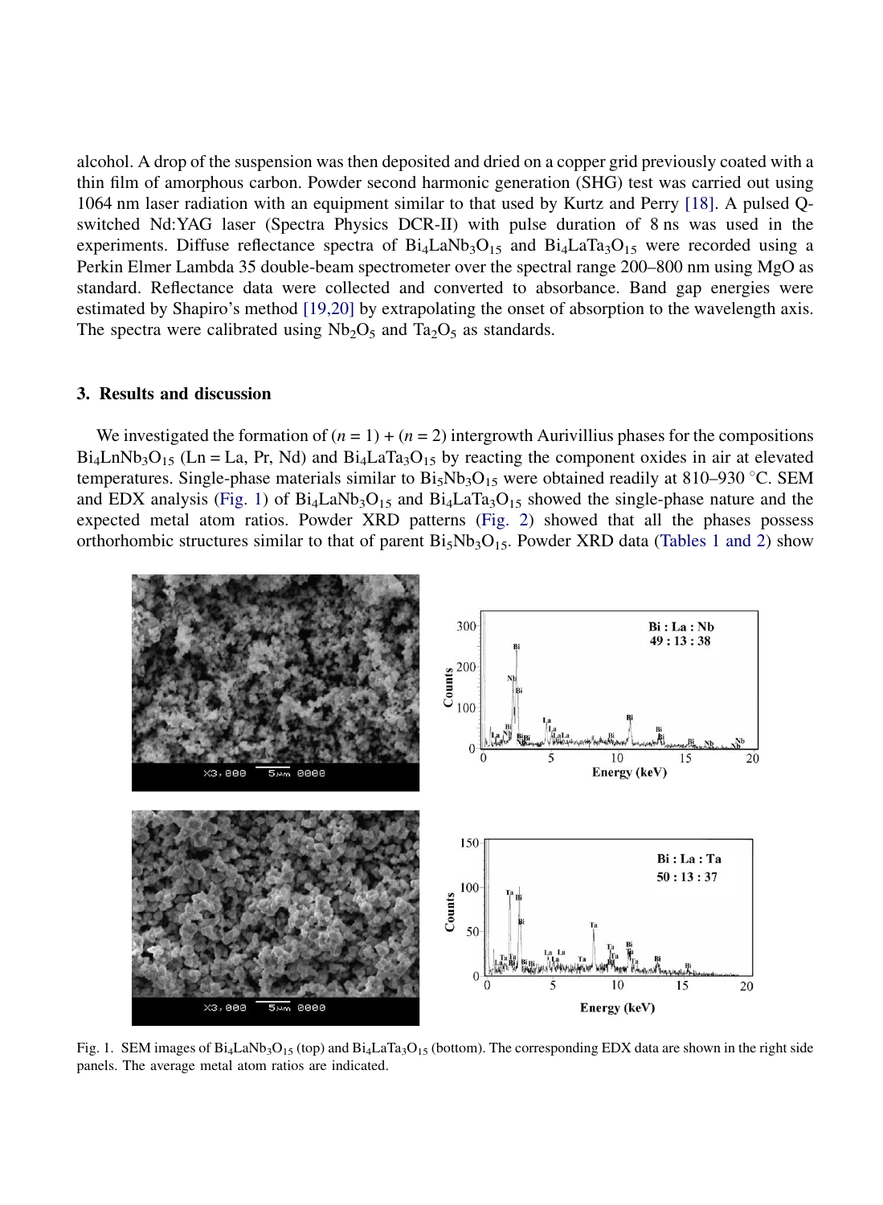alcohol. A drop of the suspension was then deposited and dried on a copper grid previously coated with a thin film of amorphous carbon. Powder second harmonic generation (SHG) test was carried out using 1064 nm laser radiation with an equipment similar to that used by Kurtz and Perry [18]. A pulsed Q-switched Nd:YAG laser (Spectra Physics DCR-II) with pulse duration of 8 ns was used in the experiments. Diffuse reflectance spectra of $Bi_4LaNb_3O_{15}$ and $Bi_4LaTa_3O_{15}$ were recorded using a Perkin Elmer Lambda 35 double-beam spectrometer over the spectral range 200–800 nm using MgO as standard. Reflectance data were collected and converted to absorbance. Band gap energies were estimated by Shapiro's method [19,20] by extrapolating the onset of absorption to the wavelength axis. The spectra were calibrated using $Nb_2O_5$ and $Ta_2O_5$ as standards.

## 3. Results and discussion

We investigated the formation of ($n$ = 1) + ($n$ = 2) intergrowth Aurivillius phases for the compositions $Bi_4LnNb_3O_{15}$ (Ln = La, Pr, Nd) and $Bi_4LaTa_3O_{15}$ by reacting the component oxides in air at elevated temperatures. Single-phase materials similar to $Bi_5Nb_3O_{15}$ were obtained readily at 810–930 °C. SEM and EDX analysis (Fig. 1) of $Bi_4LaNb_3O_{15}$ and $Bi_4LaTa_3O_{15}$ showed the single-phase nature and the expected metal atom ratios. Powder XRD patterns (Fig. 2) showed that all the phases possess orthorhombic structures similar to that of parent $Bi_5Nb_3O_{15}$. Powder XRD data (Tables 1 and 2) show

Fig. 1. SEM images of $Bi_4LaNb_3O_{15}$ (top) and $Bi_4LaTa_3O_{15}$ (bottom). The corresponding EDX data are shown in the right side panels. The average metal atom ratios are indicated.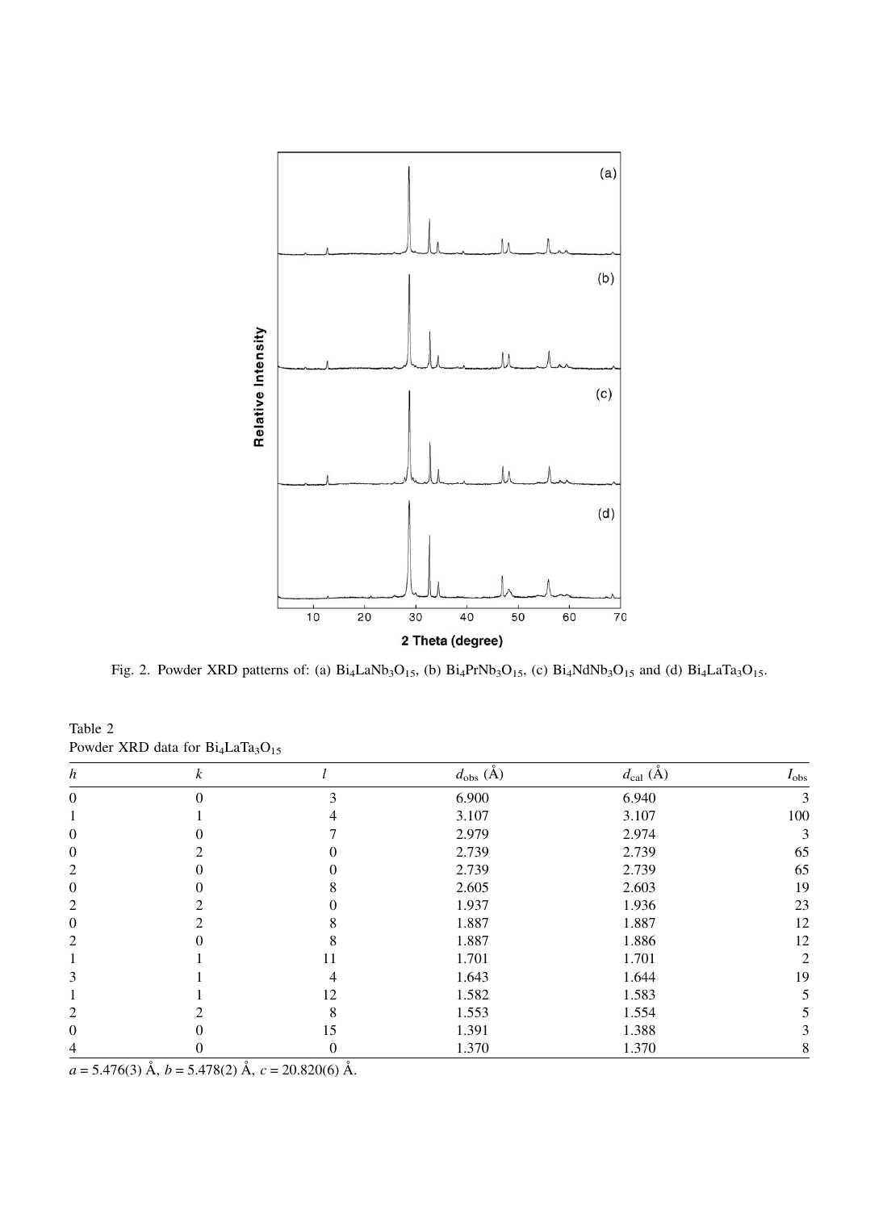Fig. 2. Powder XRD patterns of: (a) $Bi_4LaNb_3O_{15}$, (b) $Bi_4PrNb_3O_{15}$, (c) $Bi_4NdNb_3O_{15}$ and (d) $Bi_4LaTa_3O_{15}$.

Table 2
Powder XRD data for $Bi_4LaTa_3O_{15}$

| $h$ | $k$ | $l$ | $d_{obs}$ (Å) | $d_{cal}$ (Å) | $I_{obs}$ |
|---|---|---|---|---|---|
| 0 | 0 | 3 | 6.900 | 6.940 | 3 |
| 1 | 1 | 4 | 3.107 | 3.107 | 100 |
| 0 | 0 | 7 | 2.979 | 2.974 | 3 |
| 0 | 2 | 0 | 2.739 | 2.739 | 65 |
| 2 | 0 | 0 | 2.739 | 2.739 | 65 |
| 0 | 0 | 8 | 2.605 | 2.603 | 19 |
| 2 | 2 | 0 | 1.937 | 1.936 | 23 |
| 0 | 2 | 8 | 1.887 | 1.887 | 12 |
| 2 | 0 | 8 | 1.887 | 1.886 | 12 |
| 1 | 1 | 11 | 1.701 | 1.701 | 2 |
| 3 | 1 | 4 | 1.643 | 1.644 | 19 |
| 1 | 1 | 12 | 1.582 | 1.583 | 5 |
| 2 | 2 | 8 | 1.553 | 1.554 | 5 |
| 0 | 0 | 15 | 1.391 | 1.388 | 3 |
| 4 | 0 | 0 | 1.370 | 1.370 | 8 |

$a = 5.476(3)$ Å, $b = 5.478(2)$ Å, $c = 20.820(6)$ Å.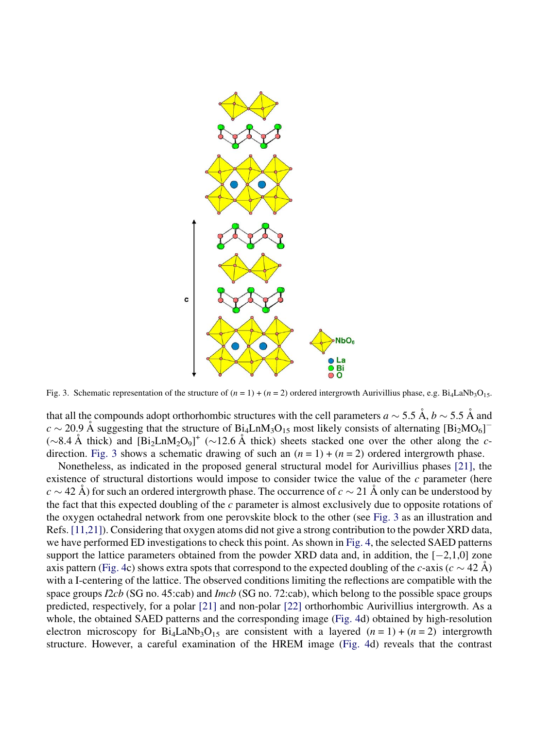Fig. 3. Schematic representation of the structure of ($n = 1$) + ($n = 2$) ordered intergrowth Aurivillius phase, e.g. $Bi_4LaNb_3O_{15}$.

that all the compounds adopt orthorhombic structures with the cell parameters $a \sim 5.5$ Å, $b \sim 5.5$ Å and $c \sim 20.9$ Å suggesting that the structure of $Bi_4LnM_3O_{15}$ most likely consists of alternating $[Bi_2MO_6]^-$ (~8.4 Å thick) and $[Bi_2LnM_2O_9]^+$ (~12.6 Å thick) sheets stacked one over the other along the $c$-direction. Fig. 3 shows a schematic drawing of such an ($n = 1$) + ($n = 2$) ordered intergrowth phase.

Nonetheless, as indicated in the proposed general structural model for Aurivillius phases [21], the existence of structural distortions would impose to consider twice the value of the $c$ parameter (here $c \sim 42$ Å) for such an ordered intergrowth phase. The occurrence of $c \sim 21$ Å only can be understood by the fact that this expected doubling of the $c$ parameter is almost exclusively due to opposite rotations of the oxygen octahedral network from one perovskite block to the other (see Fig. 3 as an illustration and Refs. [11,21]). Considering that oxygen atoms did not give a strong contribution to the powder XRD data, we have performed ED investigations to check this point. As shown in Fig. 4, the selected SAED patterns support the lattice parameters obtained from the powder XRD data and, in addition, the [−2,1,0] zone axis pattern (Fig. 4c) shows extra spots that correspond to the expected doubling of the $c$-axis ($c \sim 42$ Å) with a I-centering of the lattice. The observed conditions limiting the reflections are compatible with the space groups *I2cb* (SG no. 45:cab) and *Imcb* (SG no. 72:cab), which belong to the possible space groups predicted, respectively, for a polar [21] and non-polar [22] orthorhombic Aurivillius intergrowth. As a whole, the obtained SAED patterns and the corresponding image (Fig. 4d) obtained by high-resolution electron microscopy for $Bi_4LaNb_3O_{15}$ are consistent with a layered ($n = 1$) + ($n = 2$) intergrowth structure. However, a careful examination of the HREM image (Fig. 4d) reveals that the contrast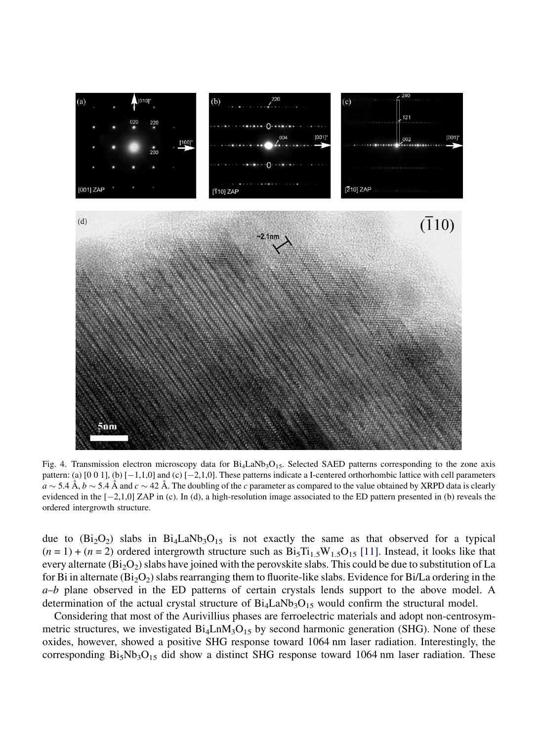Fig. 4. Transmission electron microscopy data for $Bi_4LaNb_3O_{15}$. Selected SAED patterns corresponding to the zone axis pattern: (a) [0 0 1], (b) [−1,1,0] and (c) [−2,1,0]. These patterns indicate a I-centered orthorhombic lattice with cell parameters $a \sim 5.4$ Å, $b \sim 5.4$ Å and $c \sim 42$ Å. The doubling of the $c$ parameter as compared to the value obtained by XRPD data is clearly evidenced in the [−2,1,0] ZAP in (c). In (d), a high-resolution image associated to the ED pattern presented in (b) reveals the ordered intergrowth structure.

due to $(Bi_2O_2)$ slabs in $Bi_4LaNb_3O_{15}$ is not exactly the same as that observed for a typical $(n = 1) + (n = 2)$ ordered intergrowth structure such as $Bi_5Ti_{1.5}W_{1.5}O_{15}$ [11]. Instead, it looks like that every alternate $(Bi_2O_2)$ slabs have joined with the perovskite slabs. This could be due to substitution of La for Bi in alternate $(Bi_2O_2)$ slabs rearranging them to fluorite-like slabs. Evidence for Bi/La ordering in the *a–b* plane observed in the ED patterns of certain crystals lends support to the above model. A determination of the actual crystal structure of $Bi_4LaNb_3O_{15}$ would confirm the structural model.

Considering that most of the Aurivillius phases are ferroelectric materials and adopt non-centrosymmetric structures, we investigated $Bi_4LnM_3O_{15}$ by second harmonic generation (SHG). None of these oxides, however, showed a positive SHG response toward 1064 nm laser radiation. Interestingly, the corresponding $Bi_5Nb_3O_{15}$ did show a distinct SHG response toward 1064 nm laser radiation. These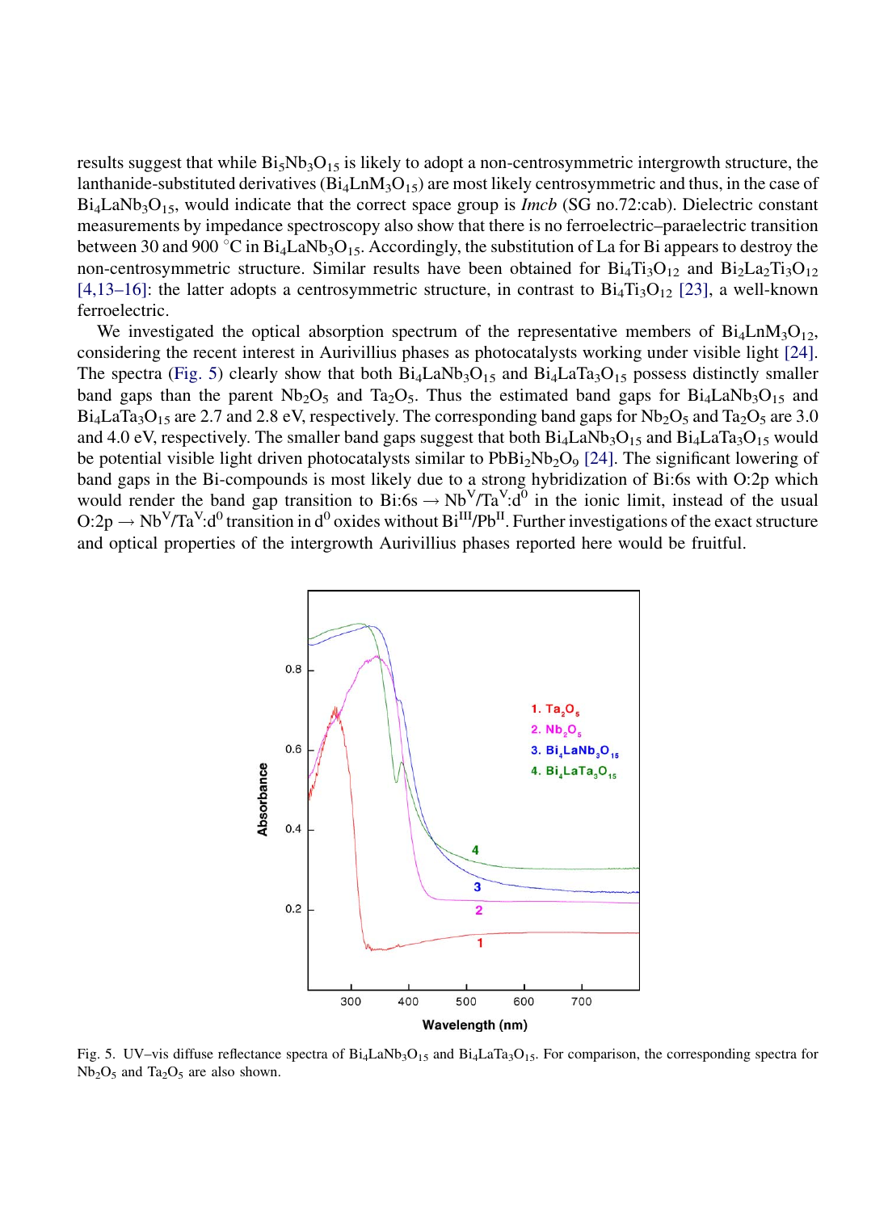results suggest that while $Bi_5Nb_3O_{15}$ is likely to adopt a non-centrosymmetric intergrowth structure, the lanthanide-substituted derivatives ($Bi_4LnM_3O_{15}$) are most likely centrosymmetric and thus, in the case of $Bi_4LaNb_3O_{15}$, would indicate that the correct space group is *Imcb* (SG no.72:cab). Dielectric constant measurements by impedance spectroscopy also show that there is no ferroelectric–paraelectric transition between 30 and 900 °C in $Bi_4LaNb_3O_{15}$. Accordingly, the substitution of La for Bi appears to destroy the non-centrosymmetric structure. Similar results have been obtained for $Bi_4Ti_3O_{12}$ and $Bi_2La_2Ti_3O_{12}$ [4,13–16]: the latter adopts a centrosymmetric structure, in contrast to $Bi_4Ti_3O_{12}$ [23], a well-known ferroelectric.

We investigated the optical absorption spectrum of the representative members of $Bi_4LnM_3O_{12}$, considering the recent interest in Aurivillius phases as photocatalysts working under visible light [24]. The spectra (Fig. 5) clearly show that both $Bi_4LaNb_3O_{15}$ and $Bi_4LaTa_3O_{15}$ possess distinctly smaller band gaps than the parent $Nb_2O_5$ and $Ta_2O_5$. Thus the estimated band gaps for $Bi_4LaNb_3O_{15}$ and $Bi_4LaTa_3O_{15}$ are 2.7 and 2.8 eV, respectively. The corresponding band gaps for $Nb_2O_5$ and $Ta_2O_5$ are 3.0 and 4.0 eV, respectively. The smaller band gaps suggest that both $Bi_4LaNb_3O_{15}$ and $Bi_4LaTa_3O_{15}$ would be potential visible light driven photocatalysts similar to $PbBi_2Nb_2O_9$ [24]. The significant lowering of band gaps in the Bi-compounds is most likely due to a strong hybridization of Bi:6s with O:2p which would render the band gap transition to Bi:6s → $Nb^{V}/Ta^{V}:d^0$ in the ionic limit, instead of the usual O:2p → $Nb^{V}/Ta^{V}:d^0$ transition in $d^0$ oxides without $Bi^{III}/Pb^{II}$. Further investigations of the exact structure and optical properties of the intergrowth Aurivillius phases reported here would be fruitful.

Fig. 5. UV–vis diffuse reflectance spectra of $Bi_4LaNb_3O_{15}$ and $Bi_4LaTa_3O_{15}$. For comparison, the corresponding spectra for $Nb_2O_5$ and $Ta_2O_5$ are also shown.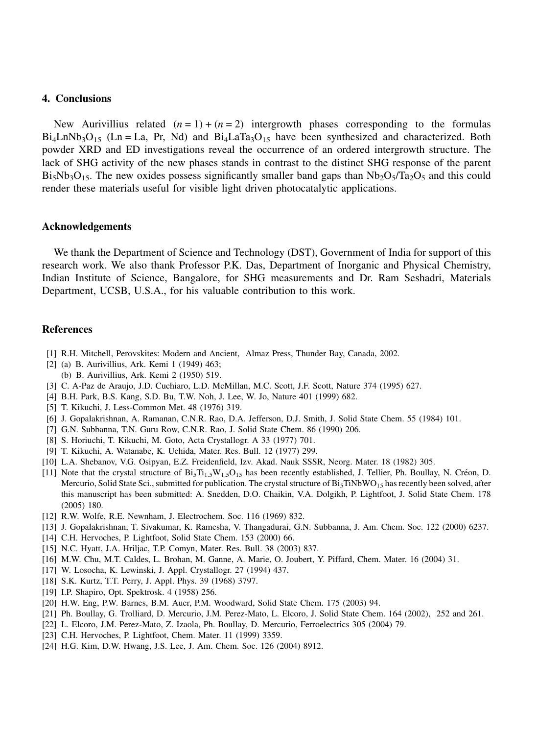## 4. Conclusions

New Aurivillius related $(n = 1) + (n = 2)$ intergrowth phases corresponding to the formulas $Bi_4LnNb_3O_{15}$ (Ln = La, Pr, Nd) and $Bi_4LaTa_3O_{15}$ have been synthesized and characterized. Both powder XRD and ED investigations reveal the occurrence of an ordered intergrowth structure. The lack of SHG activity of the new phases stands in contrast to the distinct SHG response of the parent $Bi_5Nb_3O_{15}$. The new oxides possess significantly smaller band gaps than $Nb_2O_5$/$Ta_2O_5$ and this could render these materials useful for visible light driven photocatalytic applications.

## Acknowledgements

We thank the Department of Science and Technology (DST), Government of India for support of this research work. We also thank Professor P.K. Das, Department of Inorganic and Physical Chemistry, Indian Institute of Science, Bangalore, for SHG measurements and Dr. Ram Seshadri, Materials Department, UCSB, U.S.A., for his valuable contribution to this work.

## References

[1] R.H. Mitchell, Perovskites: Modern and Ancient, Almaz Press, Thunder Bay, Canada, 2002.
[2] (a) B. Aurivillius, Ark. Kemi 1 (1949) 463;
(b) B. Aurivillius, Ark. Kemi 2 (1950) 519.
[3] C. A-Paz de Araujo, J.D. Cuchiaro, L.D. McMillan, M.C. Scott, J.F. Scott, Nature 374 (1995) 627.
[4] B.H. Park, B.S. Kang, S.D. Bu, T.W. Noh, J. Lee, W. Jo, Nature 401 (1999) 682.
[5] T. Kikuchi, J. Less-Common Met. 48 (1976) 319.
[6] J. Gopalakrishnan, A. Ramanan, C.N.R. Rao, D.A. Jefferson, D.J. Smith, J. Solid State Chem. 55 (1984) 101.
[7] G.N. Subbanna, T.N. Guru Row, C.N.R. Rao, J. Solid State Chem. 86 (1990) 206.
[8] S. Horiuchi, T. Kikuchi, M. Goto, Acta Crystallogr. A 33 (1977) 701.
[9] T. Kikuchi, A. Watanabe, K. Uchida, Mater. Res. Bull. 12 (1977) 299.
[10] L.A. Shebanov, V.G. Osipyan, E.Z. Freidenfield, Izv. Akad. Nauk SSSR, Neorg. Mater. 18 (1982) 305.
[11] Note that the crystal structure of $Bi_5Ti_{1.5}W_{1.5}O_{15}$ has been recently established, J. Tellier, Ph. Boullay, N. Créon, D. Mercurio, Solid State Sci., submitted for publication. The crystal structure of $Bi_5TiNbWO_{15}$ has recently been solved, after this manuscript has been submitted: A. Snedden, D.O. Chaikin, V.A. Dolgikh, P. Lightfoot, J. Solid State Chem. 178 (2005) 180.
[12] R.W. Wolfe, R.E. Newnham, J. Electrochem. Soc. 116 (1969) 832.
[13] J. Gopalakrishnan, T. Sivakumar, K. Ramesha, V. Thangadurai, G.N. Subbanna, J. Am. Chem. Soc. 122 (2000) 6237.
[14] C.H. Hervoches, P. Lightfoot, Solid State Chem. 153 (2000) 66.
[15] N.C. Hyatt, J.A. Hriljac, T.P. Comyn, Mater. Res. Bull. 38 (2003) 837.
[16] M.W. Chu, M.T. Caldes, L. Brohan, M. Ganne, A. Marie, O. Joubert, Y. Piffard, Chem. Mater. 16 (2004) 31.
[17] W. Losocha, K. Lewinski, J. Appl. Crystallogr. 27 (1994) 437.
[18] S.K. Kurtz, T.T. Perry, J. Appl. Phys. 39 (1968) 3797.
[19] I.P. Shapiro, Opt. Spektrosk. 4 (1958) 256.
[20] H.W. Eng, P.W. Barnes, B.M. Auer, P.M. Woodward, Solid State Chem. 175 (2003) 94.
[21] Ph. Boullay, G. Trolliard, D. Mercurio, J.M. Perez-Mato, L. Elcoro, J. Solid State Chem. 164 (2002), 252 and 261.
[22] L. Elcoro, J.M. Perez-Mato, Z. Izaola, Ph. Boullay, D. Mercurio, Ferroelectrics 305 (2004) 79.
[23] C.H. Hervoches, P. Lightfoot, Chem. Mater. 11 (1999) 3359.
[24] H.G. Kim, D.W. Hwang, J.S. Lee, J. Am. Chem. Soc. 126 (2004) 8912.